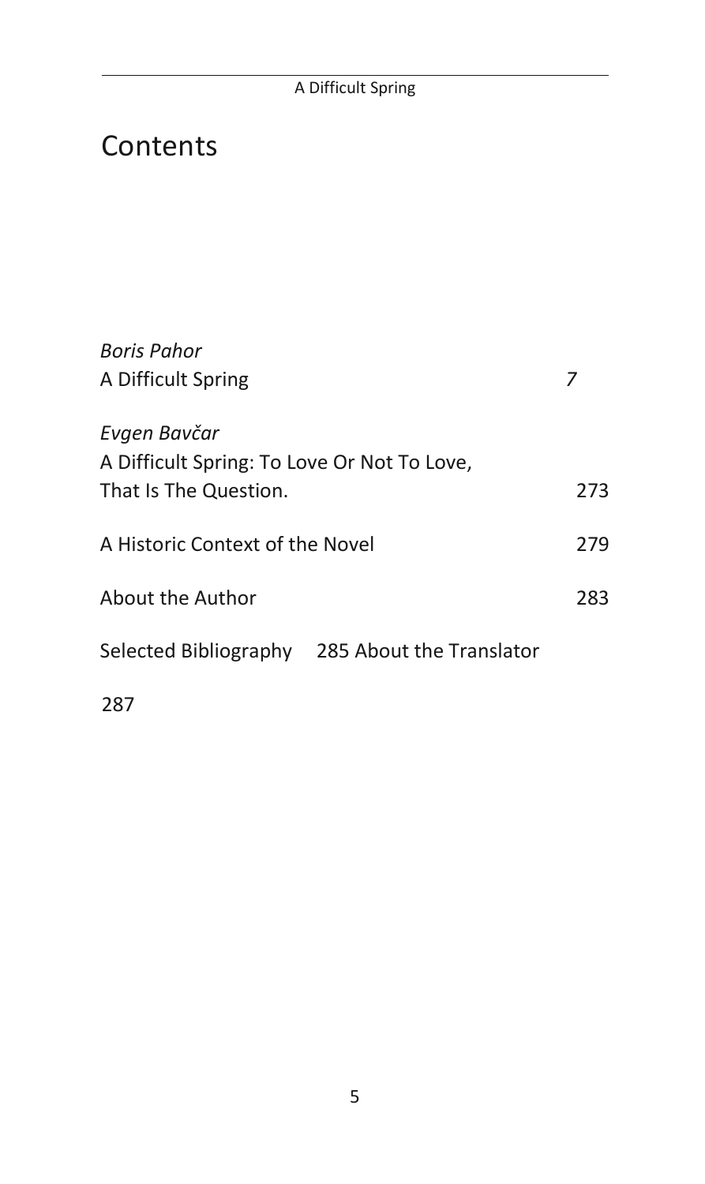# Contents

*Boris Pahor*
A Difficult Spring 7

*Evgen Bavčar*
A Difficult Spring: To Love Or Not To Love,
That Is The Question. 273

A Historic Context of the Novel 279

About the Author 283

Selected Bibliography 285

About the Translator 287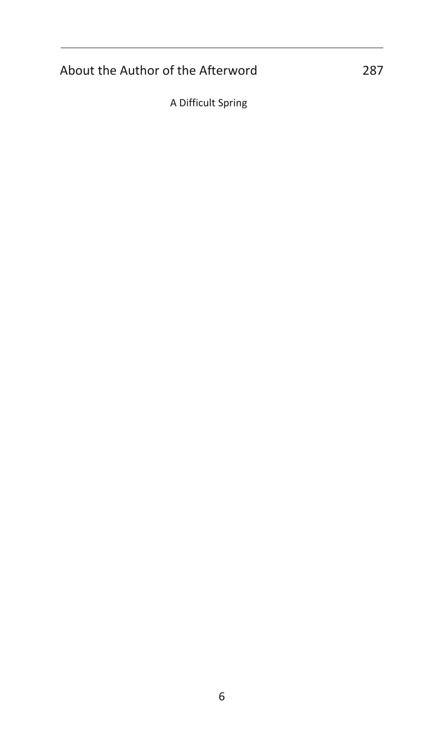About the Author of the Afterword 287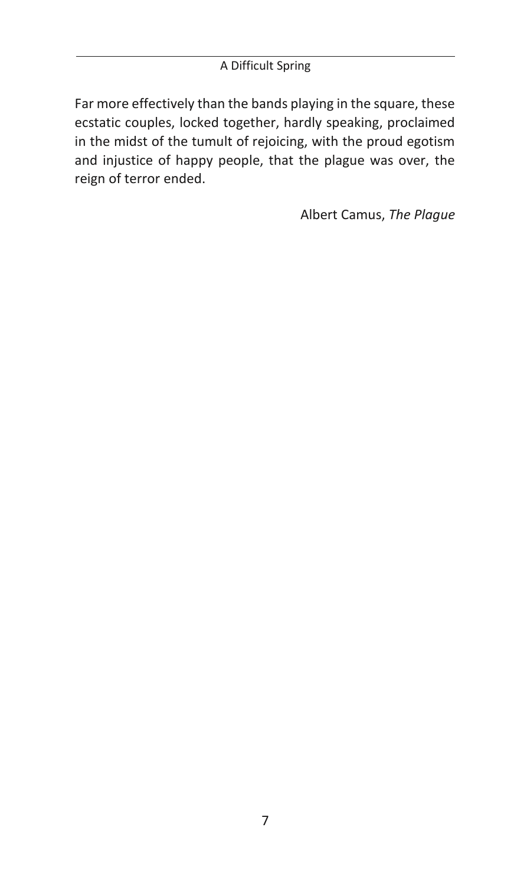Far more effectively than the bands playing in the square, these ecstatic couples, locked together, hardly speaking, proclaimed in the midst of the tumult of rejoicing, with the proud egotism and injustice of happy people, that the plague was over, the reign of terror ended.

Albert Camus, *The Plague*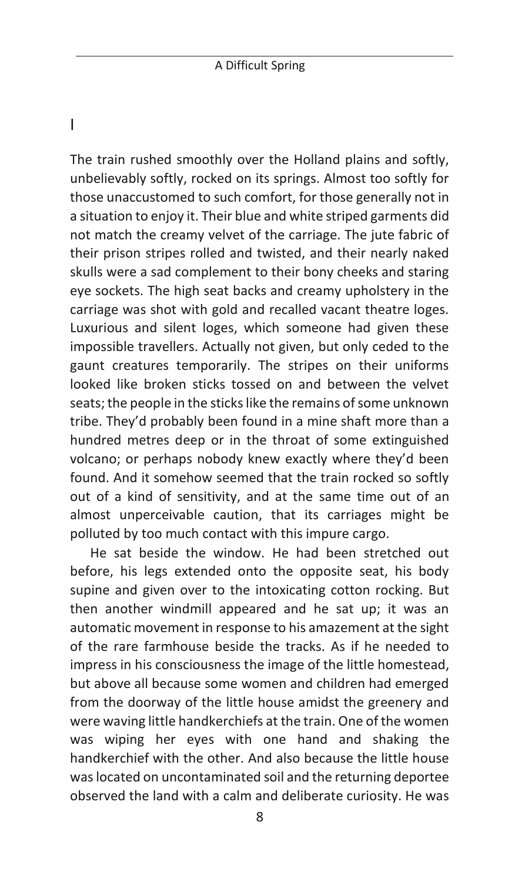# I

The train rushed smoothly over the Holland plains and softly, unbelievably softly, rocked on its springs. Almost too softly for those unaccustomed to such comfort, for those generally not in a situation to enjoy it. Their blue and white striped garments did not match the creamy velvet of the carriage. The jute fabric of their prison stripes rolled and twisted, and their nearly naked skulls were a sad complement to their bony cheeks and staring eye sockets. The high seat backs and creamy upholstery in the carriage was shot with gold and recalled vacant theatre loges. Luxurious and silent loges, which someone had given these impossible travellers. Actually not given, but only ceded to the gaunt creatures temporarily. The stripes on their uniforms looked like broken sticks tossed on and between the velvet seats; the people in the sticks like the remains of some unknown tribe. They'd probably been found in a mine shaft more than a hundred metres deep or in the throat of some extinguished volcano; or perhaps nobody knew exactly where they'd been found. And it somehow seemed that the train rocked so softly out of a kind of sensitivity, and at the same time out of an almost unperceivable caution, that its carriages might be polluted by too much contact with this impure cargo.

He sat beside the window. He had been stretched out before, his legs extended onto the opposite seat, his body supine and given over to the intoxicating cotton rocking. But then another windmill appeared and he sat up; it was an automatic movement in response to his amazement at the sight of the rare farmhouse beside the tracks. As if he needed to impress in his consciousness the image of the little homestead, but above all because some women and children had emerged from the doorway of the little house amidst the greenery and were waving little handkerchiefs at the train. One of the women was wiping her eyes with one hand and shaking the handkerchief with the other. And also because the little house was located on uncontaminated soil and the returning deportee observed the land with a calm and deliberate curiosity. He was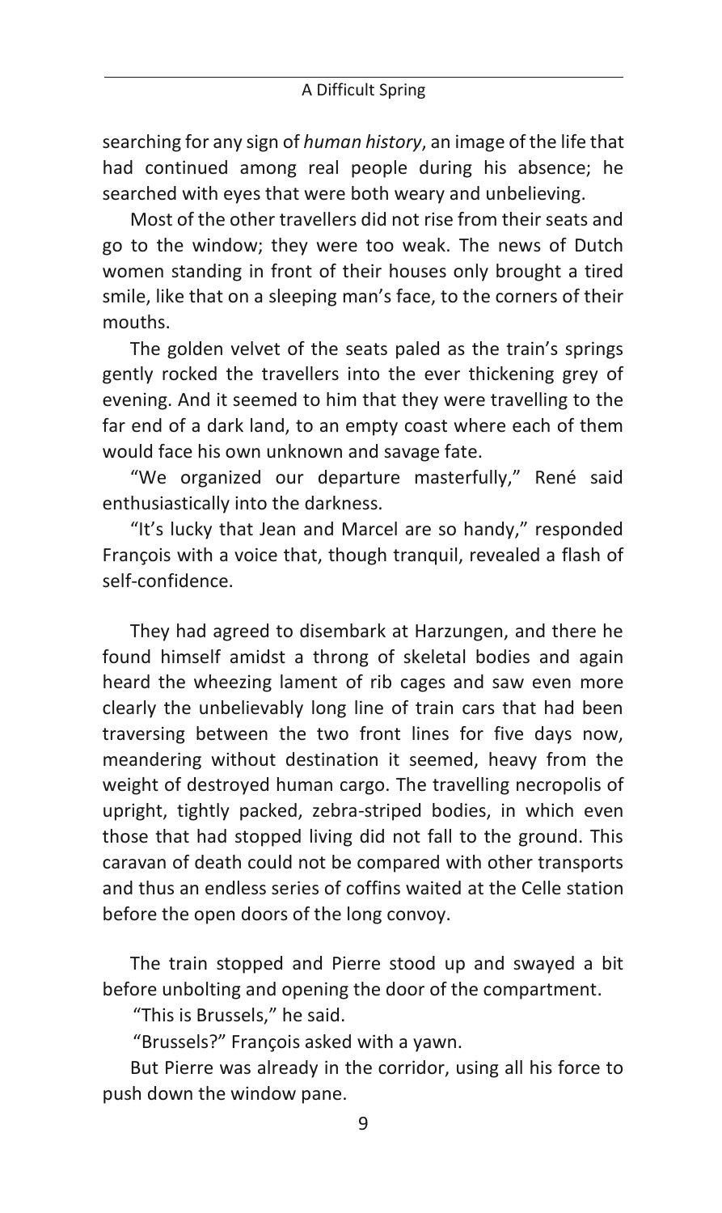searching for any sign of *human history*, an image of the life that had continued among real people during his absence; he searched with eyes that were both weary and unbelieving.

Most of the other travellers did not rise from their seats and go to the window; they were too weak. The news of Dutch women standing in front of their houses only brought a tired smile, like that on a sleeping man's face, to the corners of their mouths.

The golden velvet of the seats paled as the train's springs gently rocked the travellers into the ever thickening grey of evening. And it seemed to him that they were travelling to the far end of a dark land, to an empty coast where each of them would face his own unknown and savage fate.

"We organized our departure masterfully," René said enthusiastically into the darkness.

"It's lucky that Jean and Marcel are so handy," responded François with a voice that, though tranquil, revealed a flash of self-confidence.

They had agreed to disembark at Harzungen, and there he found himself amidst a throng of skeletal bodies and again heard the wheezing lament of rib cages and saw even more clearly the unbelievably long line of train cars that had been traversing between the two front lines for five days now, meandering without destination it seemed, heavy from the weight of destroyed human cargo. The travelling necropolis of upright, tightly packed, zebra-striped bodies, in which even those that had stopped living did not fall to the ground. This caravan of death could not be compared with other transports and thus an endless series of coffins waited at the Celle station before the open doors of the long convoy.

The train stopped and Pierre stood up and swayed a bit before unbolting and opening the door of the compartment.

"This is Brussels," he said.

"Brussels?" François asked with a yawn.

But Pierre was already in the corridor, using all his force to push down the window pane.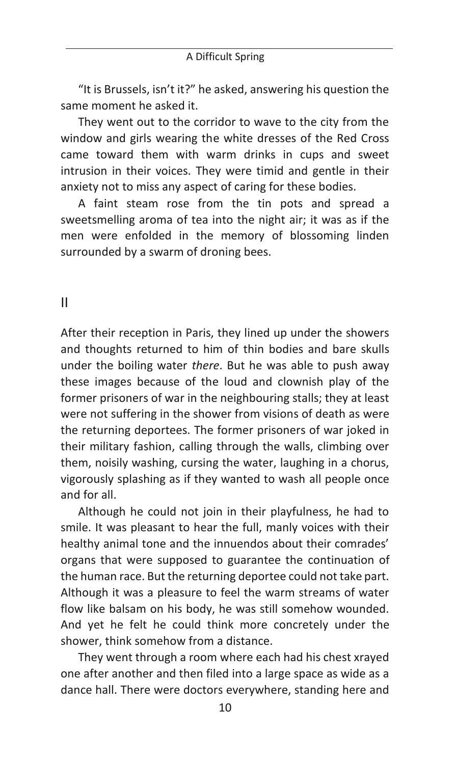"It is Brussels, isn't it?" he asked, answering his question the same moment he asked it.

They went out to the corridor to wave to the city from the window and girls wearing the white dresses of the Red Cross came toward them with warm drinks in cups and sweet intrusion in their voices. They were timid and gentle in their anxiety not to miss any aspect of caring for these bodies.

A faint steam rose from the tin pots and spread a sweetsmelling aroma of tea into the night air; it was as if the men were enfolded in the memory of blossoming linden surrounded by a swarm of droning bees.

## II

After their reception in Paris, they lined up under the showers and thoughts returned to him of thin bodies and bare skulls under the boiling water *there*. But he was able to push away these images because of the loud and clownish play of the former prisoners of war in the neighbouring stalls; they at least were not suffering in the shower from visions of death as were the returning deportees. The former prisoners of war joked in their military fashion, calling through the walls, climbing over them, noisily washing, cursing the water, laughing in a chorus, vigorously splashing as if they wanted to wash all people once and for all.

Although he could not join in their playfulness, he had to smile. It was pleasant to hear the full, manly voices with their healthy animal tone and the innuendos about their comrades' organs that were supposed to guarantee the continuation of the human race. But the returning deportee could not take part. Although it was a pleasure to feel the warm streams of water flow like balsam on his body, he was still somehow wounded. And yet he felt he could think more concretely under the shower, think somehow from a distance.

They went through a room where each had his chest xrayed one after another and then filed into a large space as wide as a dance hall. There were doctors everywhere, standing here and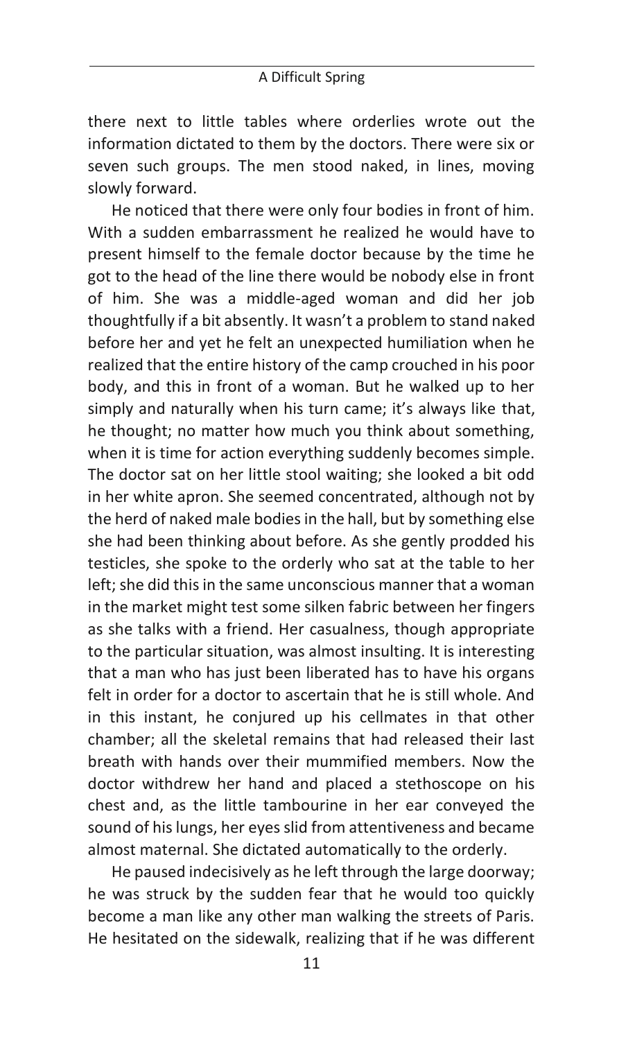there next to little tables where orderlies wrote out the information dictated to them by the doctors. There were six or seven such groups. The men stood naked, in lines, moving slowly forward.

He noticed that there were only four bodies in front of him. With a sudden embarrassment he realized he would have to present himself to the female doctor because by the time he got to the head of the line there would be nobody else in front of him. She was a middle-aged woman and did her job thoughtfully if a bit absently. It wasn't a problem to stand naked before her and yet he felt an unexpected humiliation when he realized that the entire history of the camp crouched in his poor body, and this in front of a woman. But he walked up to her simply and naturally when his turn came; it's always like that, he thought; no matter how much you think about something, when it is time for action everything suddenly becomes simple. The doctor sat on her little stool waiting; she looked a bit odd in her white apron. She seemed concentrated, although not by the herd of naked male bodies in the hall, but by something else she had been thinking about before. As she gently prodded his testicles, she spoke to the orderly who sat at the table to her left; she did this in the same unconscious manner that a woman in the market might test some silken fabric between her fingers as she talks with a friend. Her casualness, though appropriate to the particular situation, was almost insulting. It is interesting that a man who has just been liberated has to have his organs felt in order for a doctor to ascertain that he is still whole. And in this instant, he conjured up his cellmates in that other chamber; all the skeletal remains that had released their last breath with hands over their mummified members. Now the doctor withdrew her hand and placed a stethoscope on his chest and, as the little tambourine in her ear conveyed the sound of his lungs, her eyes slid from attentiveness and became almost maternal. She dictated automatically to the orderly.

He paused indecisively as he left through the large doorway; he was struck by the sudden fear that he would too quickly become a man like any other man walking the streets of Paris. He hesitated on the sidewalk, realizing that if he was different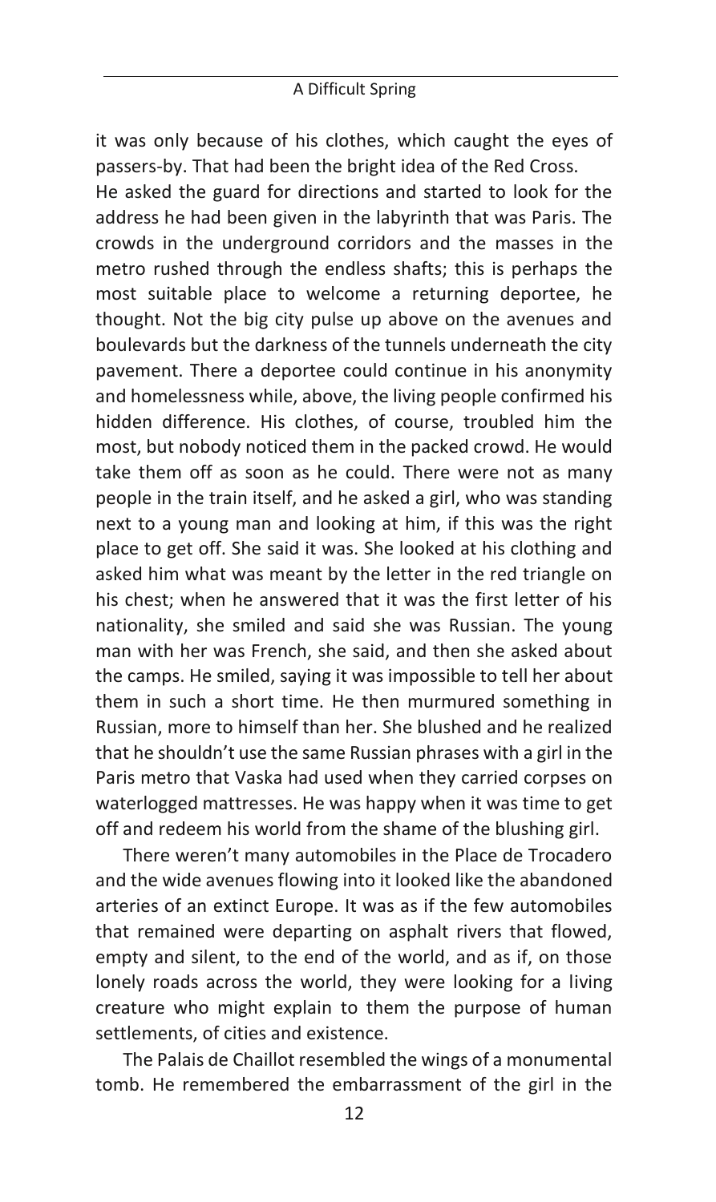it was only because of his clothes, which caught the eyes of passers-by. That had been the bright idea of the Red Cross.

He asked the guard for directions and started to look for the address he had been given in the labyrinth that was Paris. The crowds in the underground corridors and the masses in the metro rushed through the endless shafts; this is perhaps the most suitable place to welcome a returning deportee, he thought. Not the big city pulse up above on the avenues and boulevards but the darkness of the tunnels underneath the city pavement. There a deportee could continue in his anonymity and homelessness while, above, the living people confirmed his hidden difference. His clothes, of course, troubled him the most, but nobody noticed them in the packed crowd. He would take them off as soon as he could. There were not as many people in the train itself, and he asked a girl, who was standing next to a young man and looking at him, if this was the right place to get off. She said it was. She looked at his clothing and asked him what was meant by the letter in the red triangle on his chest; when he answered that it was the first letter of his nationality, she smiled and said she was Russian. The young man with her was French, she said, and then she asked about the camps. He smiled, saying it was impossible to tell her about them in such a short time. He then murmured something in Russian, more to himself than her. She blushed and he realized that he shouldn't use the same Russian phrases with a girl in the Paris metro that Vaska had used when they carried corpses on waterlogged mattresses. He was happy when it was time to get off and redeem his world from the shame of the blushing girl.

There weren't many automobiles in the Place de Trocadero and the wide avenues flowing into it looked like the abandoned arteries of an extinct Europe. It was as if the few automobiles that remained were departing on asphalt rivers that flowed, empty and silent, to the end of the world, and as if, on those lonely roads across the world, they were looking for a living creature who might explain to them the purpose of human settlements, of cities and existence.

The Palais de Chaillot resembled the wings of a monumental tomb. He remembered the embarrassment of the girl in the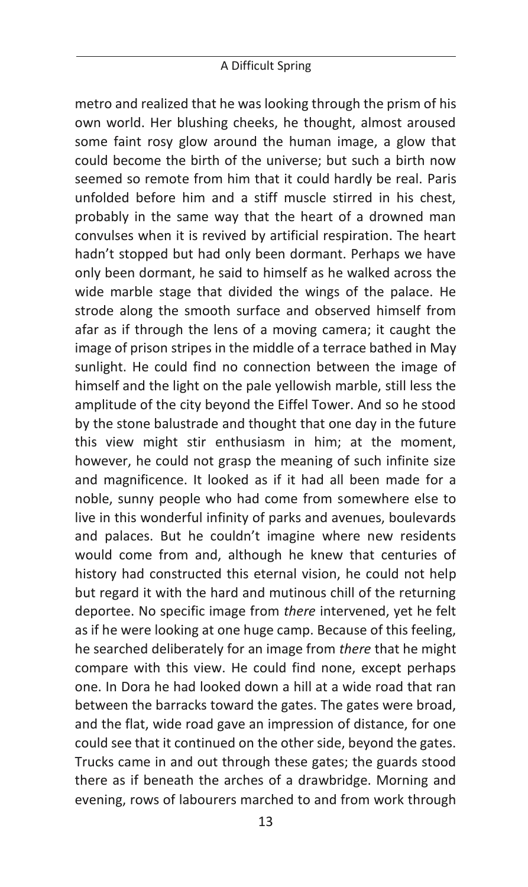metro and realized that he was looking through the prism of his own world. Her blushing cheeks, he thought, almost aroused some faint rosy glow around the human image, a glow that could become the birth of the universe; but such a birth now seemed so remote from him that it could hardly be real. Paris unfolded before him and a stiff muscle stirred in his chest, probably in the same way that the heart of a drowned man convulses when it is revived by artificial respiration. The heart hadn't stopped but had only been dormant. Perhaps we have only been dormant, he said to himself as he walked across the wide marble stage that divided the wings of the palace. He strode along the smooth surface and observed himself from afar as if through the lens of a moving camera; it caught the image of prison stripes in the middle of a terrace bathed in May sunlight. He could find no connection between the image of himself and the light on the pale yellowish marble, still less the amplitude of the city beyond the Eiffel Tower. And so he stood by the stone balustrade and thought that one day in the future this view might stir enthusiasm in him; at the moment, however, he could not grasp the meaning of such infinite size and magnificence. It looked as if it had all been made for a noble, sunny people who had come from somewhere else to live in this wonderful infinity of parks and avenues, boulevards and palaces. But he couldn't imagine where new residents would come from and, although he knew that centuries of history had constructed this eternal vision, he could not help but regard it with the hard and mutinous chill of the returning deportee. No specific image from *there* intervened, yet he felt as if he were looking at one huge camp. Because of this feeling, he searched deliberately for an image from *there* that he might compare with this view. He could find none, except perhaps one. In Dora he had looked down a hill at a wide road that ran between the barracks toward the gates. The gates were broad, and the flat, wide road gave an impression of distance, for one could see that it continued on the other side, beyond the gates. Trucks came in and out through these gates; the guards stood there as if beneath the arches of a drawbridge. Morning and evening, rows of labourers marched to and from work through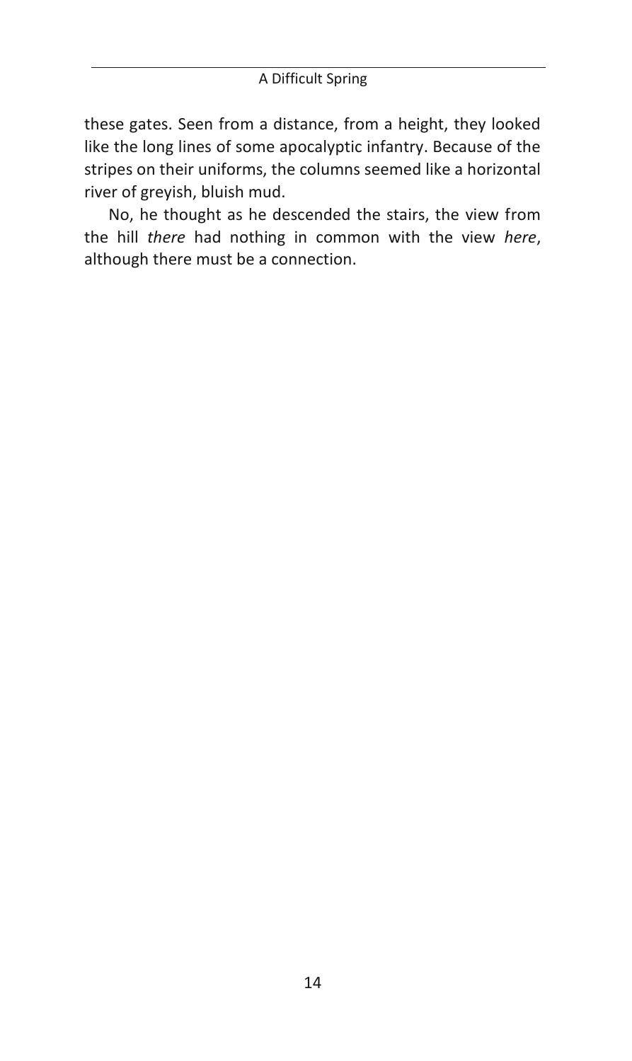these gates. Seen from a distance, from a height, they looked like the long lines of some apocalyptic infantry. Because of the stripes on their uniforms, the columns seemed like a horizontal river of greyish, bluish mud.

No, he thought as he descended the stairs, the view from the hill *there* had nothing in common with the view *here*, although there must be a connection.